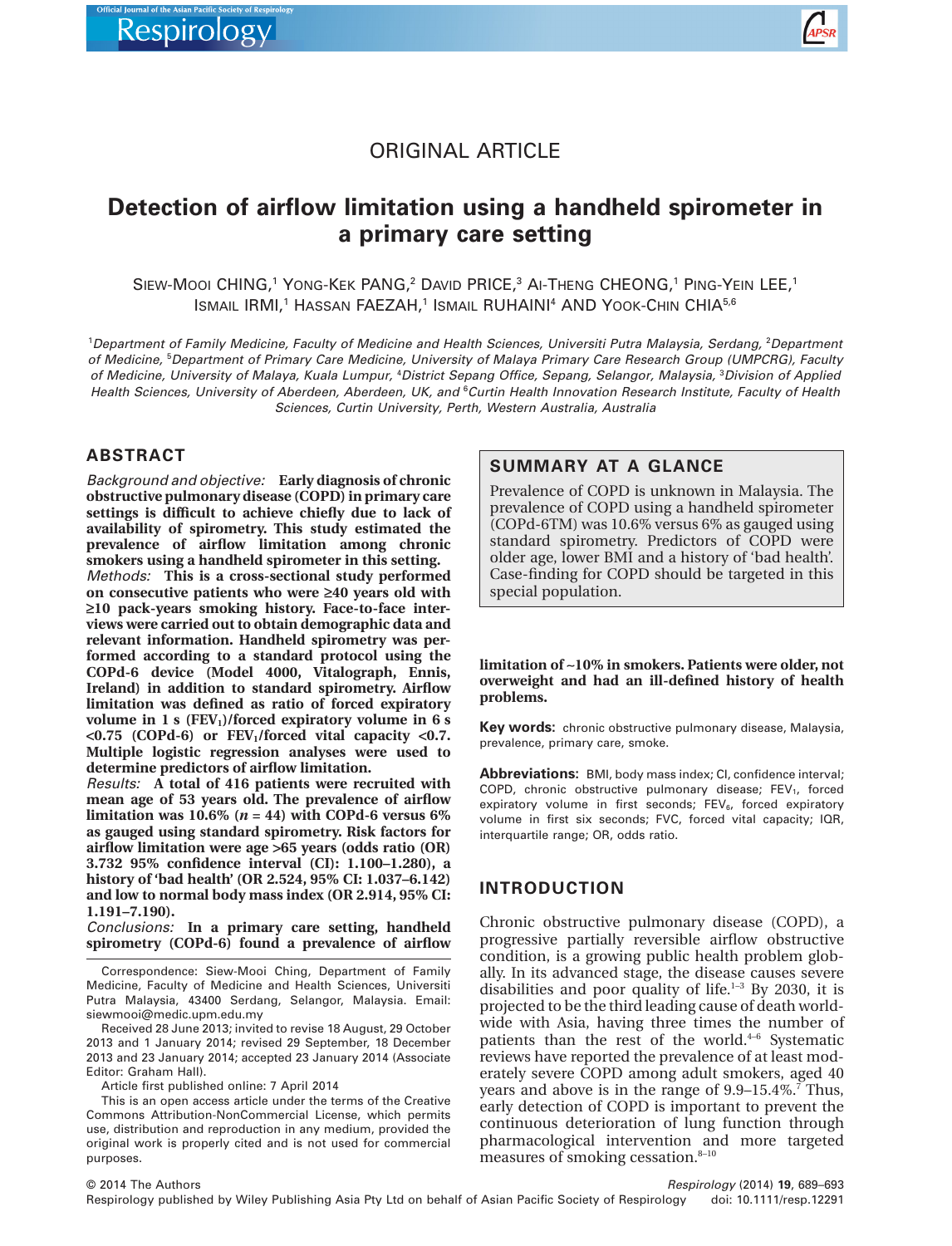ORIGINAL ARTICLE

# Detection of airflow limitation using a handheld spirometer in a primary care setting

SIEW-MOOI CHING,[1] YONG-KEK PANG,[2] DAVID PRICE,[3] AI-THENG CHEONG,[1] PING-YEIN LEE,[1] ISMAIL IRMI,[1] HASSAN FAEZAH,[1] ISMAIL RUHAINI[4] AND YOOK-CHIN CHIA[5,6]

[1]*Department of Family Medicine, Faculty of Medicine and Health Sciences, Universiti Putra Malaysia, Serdang,* [2]*Department of Medicine,* [5]*Department of Primary Care Medicine, University of Malaya Primary Care Research Group (UMPCRG), Faculty of Medicine, University of Malaya, Kuala Lumpur,* [4]*District Sepang Office, Sepang, Selangor, Malaysia,* [3]*Division of Applied Health Sciences, University of Aberdeen, Aberdeen, UK, and* [6]*Curtin Health Innovation Research Institute, Faculty of Health Sciences, Curtin University, Perth, Western Australia, Australia*

## ABSTRACT

*Background and objective:* **Early diagnosis of chronic obstructive pulmonary disease (COPD) in primary care settings is difficult to achieve chiefly due to lack of availability of spirometry. This study estimated the prevalence of airflow limitation among chronic smokers using a handheld spirometer in this setting.**

*Methods:* **This is a cross-sectional study performed on consecutive patients who were ≥40 years old with ≥10 pack-years smoking history. Face-to-face interviews were carried out to obtain demographic data and relevant information. Handheld spirometry was performed according to a standard protocol using the COPd-6 device (Model 4000, Vitalograph, Ennis, Ireland) in addition to standard spirometry. Airflow limitation was defined as ratio of forced expiratory volume in 1 s ($FEV_1$)/forced expiratory volume in 6 s <0.75 (COPd-6) or $FEV_1$/forced vital capacity <0.7. Multiple logistic regression analyses were used to determine predictors of airflow limitation.**

*Results:* **A total of 416 patients were recruited with mean age of 53 years old. The prevalence of airflow limitation was 10.6% (*n* = 44) with COPd-6 versus 6% as gauged using standard spirometry. Risk factors for airflow limitation were age >65 years (odds ratio (OR) 3.732 95% confidence interval (CI): 1.100–1.280), a history of 'bad health' (OR 2.524, 95% CI: 1.037–6.142) and low to normal body mass index (OR 2.914, 95% CI: 1.191–7.190).**

*Conclusions:* **In a primary care setting, handheld spirometry (COPd-6) found a prevalence of airflow limitation of ~10% in smokers. Patients were older, not overweight and had an ill-defined history of health problems.**

> **SUMMARY AT A GLANCE**
>
> Prevalence of COPD is unknown in Malaysia. The prevalence of COPD using a handheld spirometer (COPd-6TM) was 10.6% versus 6% as gauged using standard spirometry. Predictors of COPD were older age, lower BMI and a history of 'bad health'. Case-finding for COPD should be targeted in this special population.

**Key words:** chronic obstructive pulmonary disease, Malaysia, prevalence, primary care, smoke.

**Abbreviations:** BMI, body mass index; CI, confidence interval; COPD, chronic obstructive pulmonary disease; $FEV_1$, forced expiratory volume in first seconds; $FEV_6$, forced expiratory volume in first six seconds; FVC, forced vital capacity; IQR, interquartile range; OR, odds ratio.

Correspondence: Siew-Mooi Ching, Department of Family Medicine, Faculty of Medicine and Health Sciences, Universiti Putra Malaysia, 43400 Serdang, Selangor, Malaysia. Email: siewmooi@medic.upm.edu.my

Received 28 June 2013; invited to revise 18 August, 29 October 2013 and 1 January 2014; revised 29 September, 18 December 2013 and 23 January 2014; accepted 23 January 2014 (Associate Editor: Graham Hall).

Article first published online: 7 April 2014

This is an open access article under the terms of the Creative Commons Attribution-NonCommercial License, which permits use, distribution and reproduction in any medium, provided the original work is properly cited and is not used for commercial purposes.

## INTRODUCTION

Chronic obstructive pulmonary disease (COPD), a progressive partially reversible airflow obstructive condition, is a growing public health problem globally. In its advanced stage, the disease causes severe disabilities and poor quality of life.[1–3] By 2030, it is projected to be the third leading cause of death worldwide with Asia, having three times the number of patients than the rest of the world.[4–6] Systematic reviews have reported the prevalence of at least moderately severe COPD among adult smokers, aged 40 years and above is in the range of 9.9–15.4%.[7] Thus, early detection of COPD is important to prevent the continuous deterioration of lung function through pharmacological intervention and more targeted measures of smoking cessation.[8–10]

© 2014 The Authors

Respirology published by Wiley Publishing Asia Pty Ltd on behalf of Asian Pacific Society of Respirology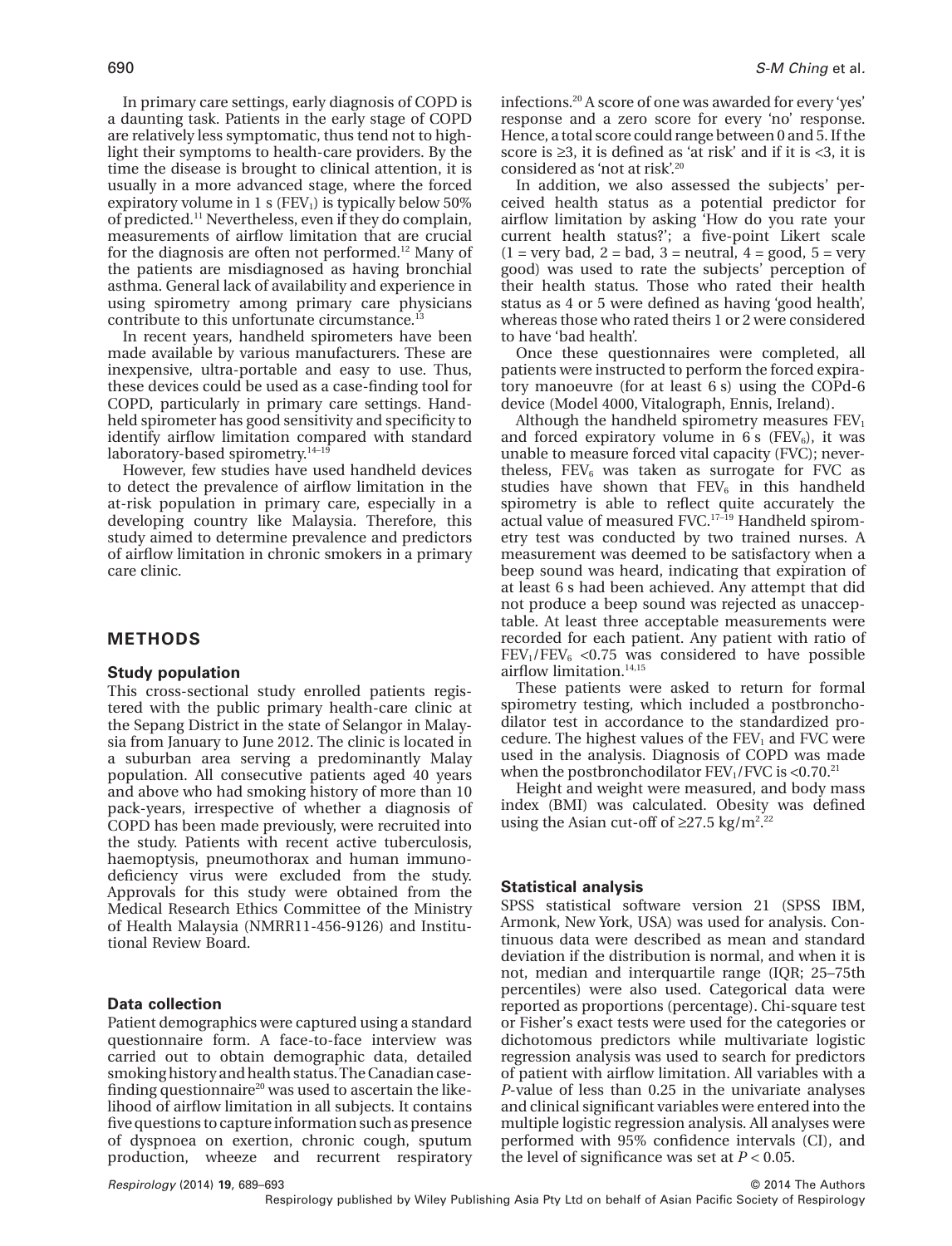In primary care settings, early diagnosis of COPD is a daunting task. Patients in the early stage of COPD are relatively less symptomatic, thus tend not to highlight their symptoms to health-care providers. By the time the disease is brought to clinical attention, it is usually in a more advanced stage, where the forced expiratory volume in 1 s ($FEV_1$) is typically below 50% of predicted.[11] Nevertheless, even if they do complain, measurements of airflow limitation that are crucial for the diagnosis are often not performed.[12] Many of the patients are misdiagnosed as having bronchial asthma. General lack of availability and experience in using spirometry among primary care physicians contribute to this unfortunate circumstance.[13]

In recent years, handheld spirometers have been made available by various manufacturers. These are inexpensive, ultra-portable and easy to use. Thus, these devices could be used as a case-finding tool for COPD, particularly in primary care settings. Handheld spirometer has good sensitivity and specificity to identify airflow limitation compared with standard laboratory-based spirometry.[14–19]

However, few studies have used handheld devices to detect the prevalence of airflow limitation in the at-risk population in primary care, especially in a developing country like Malaysia. Therefore, this study aimed to determine prevalence and predictors of airflow limitation in chronic smokers in a primary care clinic.

## METHODS

### Study population

This cross-sectional study enrolled patients registered with the public primary health-care clinic at the Sepang District in the state of Selangor in Malaysia from January to June 2012. The clinic is located in a suburban area serving a predominantly Malay population. All consecutive patients aged 40 years and above who had smoking history of more than 10 pack-years, irrespective of whether a diagnosis of COPD has been made previously, were recruited into the study. Patients with recent active tuberculosis, haemoptysis, pneumothorax and human immunodeficiency virus were excluded from the study. Approvals for this study were obtained from the Medical Research Ethics Committee of the Ministry of Health Malaysia (NMRR11-456-9126) and Institutional Review Board.

### Data collection

Patient demographics were captured using a standard questionnaire form. A face-to-face interview was carried out to obtain demographic data, detailed smoking history and health status. The Canadian case-finding questionnaire[20] was used to ascertain the likelihood of airflow limitation in all subjects. It contains five questions to capture information such as presence of dyspnoea on exertion, chronic cough, sputum production, wheeze and recurrent respiratory infections.[20] A score of one was awarded for every 'yes' response and a zero score for every 'no' response. Hence, a total score could range between 0 and 5. If the score is ≥3, it is defined as 'at risk' and if it is <3, it is considered as 'not at risk'.[20]

In addition, we also assessed the subjects' perceived health status as a potential predictor for airflow limitation by asking 'How do you rate your current health status?'; a five-point Likert scale (1 = very bad, 2 = bad, 3 = neutral, 4 = good, 5 = very good) was used to rate the subjects' perception of their health status. Those who rated their health status as 4 or 5 were defined as having 'good health', whereas those who rated theirs 1 or 2 were considered to have 'bad health'.

Once these questionnaires were completed, all patients were instructed to perform the forced expiratory manoeuvre (for at least 6 s) using the COPd-6 device (Model 4000, Vitalograph, Ennis, Ireland).

Although the handheld spirometry measures $FEV_1$ and forced expiratory volume in 6 s ($FEV_6$), it was unable to measure forced vital capacity (FVC); nevertheless, $FEV_6$ was taken as surrogate for FVC as studies have shown that $FEV_6$ in this handheld spirometry is able to reflect quite accurately the actual value of measured FVC.[17–19] Handheld spirometry test was conducted by two trained nurses. A measurement was deemed to be satisfactory when a beep sound was heard, indicating that expiration of at least 6 s had been achieved. Any attempt that did not produce a beep sound was rejected as unacceptable. At least three acceptable measurements were recorded for each patient. Any patient with ratio of $FEV_1/FEV_6$ <0.75 was considered to have possible airflow limitation.[14,15]

These patients were asked to return for formal spirometry testing, which included a postbronchodilator test in accordance to the standardized procedure. The highest values of the $FEV_1$ and FVC were used in the analysis. Diagnosis of COPD was made when the postbronchodilator $FEV_1$/FVC is <0.70.[21]

Height and weight were measured, and body mass index (BMI) was calculated. Obesity was defined using the Asian cut-off of ≥27.5 kg/m$^2$.[22]

### Statistical analysis

SPSS statistical software version 21 (SPSS IBM, Armonk, New York, USA) was used for analysis. Continuous data were described as mean and standard deviation if the distribution is normal, and when it is not, median and interquartile range (IQR; 25–75th percentiles) were also used. Categorical data were reported as proportions (percentage). Chi-square test or Fisher's exact tests were used for the categories or dichotomous predictors while multivariate logistic regression analysis was used to search for predictors of patient with airflow limitation. All variables with a *P*-value of less than 0.25 in the univariate analyses and clinical significant variables were entered into the multiple logistic regression analysis. All analyses were performed with 95% confidence intervals (CI), and the level of significance was set at $P < 0.05$.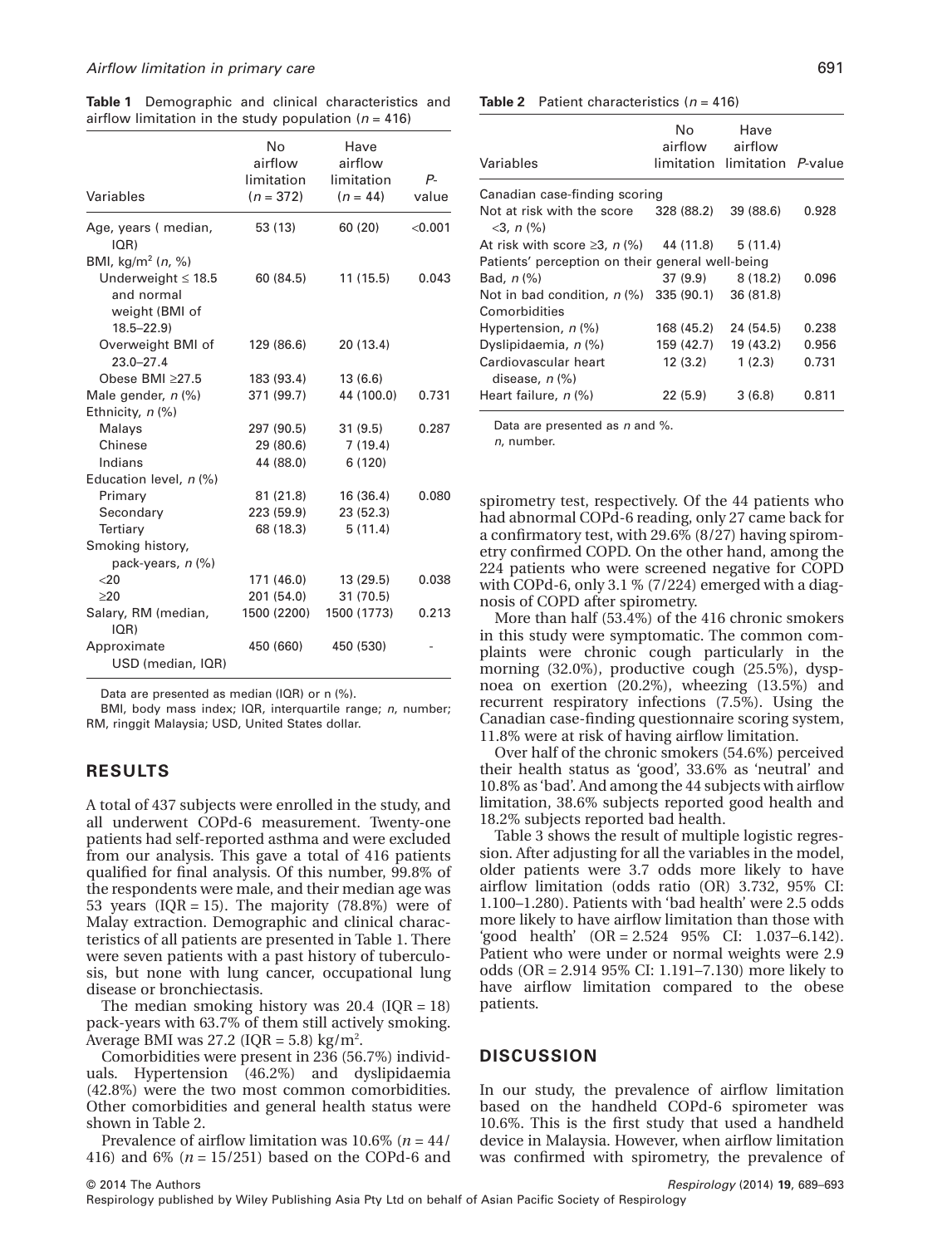**Table 1** Demographic and clinical characteristics and airflow limitation in the study population ($n$ = 416)

| Variables | No airflow limitation ($n$ = 372) | Have airflow limitation ($n$ = 44) | $P$-value |
|---|---|---|---|
| Age, years ( median, IQR) | 53 (13) | 60 (20) | <0.001 |
| BMI, kg/m$^2$ ($n$, %) | | | |
| Underweight ≤ 18.5 and normal weight (BMI of 18.5–22.9) | 60 (84.5) | 11 (15.5) | 0.043 |
| Overweight BMI of 23.0–27.4 | 129 (86.6) | 20 (13.4) | |
| Obese BMI ≥27.5 | 183 (93.4) | 13 (6.6) | |
| Male gender, $n$ (%) | 371 (99.7) | 44 (100.0) | 0.731 |
| Ethnicity, $n$ (%) | | | |
| Malays | 297 (90.5) | 31 (9.5) | 0.287 |
| Chinese | 29 (80.6) | 7 (19.4) | |
| Indians | 44 (88.0) | 6 (120) | |
| Education level, $n$ (%) | | | |
| Primary | 81 (21.8) | 16 (36.4) | 0.080 |
| Secondary | 223 (59.9) | 23 (52.3) | |
| Tertiary | 68 (18.3) | 5 (11.4) | |
| Smoking history, pack-years, $n$ (%) | | | |
| <20 | 171 (46.0) | 13 (29.5) | 0.038 |
| ≥20 | 201 (54.0) | 31 (70.5) | |
| Salary, RM (median, IQR) | 1500 (2200) | 1500 (1773) | 0.213 |
| Approximate USD (median, IQR) | 450 (660) | 450 (530) | - |

Data are presented as median (IQR) or n (%).

BMI, body mass index; IQR, interquartile range; $n$, number; RM, ringgit Malaysia; USD, United States dollar.

**Table 2** Patient characteristics ($n$ = 416)

| Variables | No airflow limitation | Have airflow limitation | $P$-value |
|---|---|---|---|
| Canadian case-finding scoring | | | |
| Not at risk with the score <3, $n$ (%) | 328 (88.2) | 39 (88.6) | 0.928 |
| At risk with score ≥3, $n$ (%) | 44 (11.8) | 5 (11.4) | |
| Patients' perception on their general well-being | | | |
| Bad, $n$ (%) | 37 (9.9) | 8 (18.2) | 0.096 |
| Not in bad condition, $n$ (%) | 335 (90.1) | 36 (81.8) | |
| Comorbidities | | | |
| Hypertension, $n$ (%) | 168 (45.2) | 24 (54.5) | 0.238 |
| Dyslipidaemia, $n$ (%) | 159 (42.7) | 19 (43.2) | 0.956 |
| Cardiovascular heart disease, $n$ (%) | 12 (3.2) | 1 (2.3) | 0.731 |
| Heart failure, $n$ (%) | 22 (5.9) | 3 (6.8) | 0.811 |

Data are presented as $n$ and %.

$n$, number.

## RESULTS

A total of 437 subjects were enrolled in the study, and all underwent COPd-6 measurement. Twenty-one patients had self-reported asthma and were excluded from our analysis. This gave a total of 416 patients qualified for final analysis. Of this number, 99.8% of the respondents were male, and their median age was 53 years (IQR = 15). The majority (78.8%) were of Malay extraction. Demographic and clinical characteristics of all patients are presented in Table 1. There were seven patients with a past history of tuberculosis, but none with lung cancer, occupational lung disease or bronchiectasis.

The median smoking history was 20.4 (IQR = 18) pack-years with 63.7% of them still actively smoking. Average BMI was 27.2 (IQR = 5.8) kg/m$^2$.

Comorbidities were present in 236 (56.7%) individuals. Hypertension (46.2%) and dyslipidaemia (42.8%) were the two most common comorbidities. Other comorbidities and general health status were shown in Table 2.

Prevalence of airflow limitation was 10.6% ($n$ = 44/416) and 6% ($n$ = 15/251) based on the COPd-6 and spirometry test, respectively. Of the 44 patients who had abnormal COPd-6 reading, only 27 came back for a confirmatory test, with 29.6% (8/27) having spirometry confirmed COPD. On the other hand, among the 224 patients who were screened negative for COPD with COPd-6, only 3.1 % (7/224) emerged with a diagnosis of COPD after spirometry.

More than half (53.4%) of the 416 chronic smokers in this study were symptomatic. The common complaints were chronic cough particularly in the morning (32.0%), productive cough (25.5%), dyspnoea on exertion (20.2%), wheezing (13.5%) and recurrent respiratory infections (7.5%). Using the Canadian case-finding questionnaire scoring system, 11.8% were at risk of having airflow limitation.

Over half of the chronic smokers (54.6%) perceived their health status as 'good', 33.6% as 'neutral' and 10.8% as 'bad'. And among the 44 subjects with airflow limitation, 38.6% subjects reported good health and 18.2% subjects reported bad health.

Table 3 shows the result of multiple logistic regression. After adjusting for all the variables in the model, older patients were 3.7 odds more likely to have airflow limitation (odds ratio (OR) 3.732, 95% CI: 1.100–1.280). Patients with 'bad health' were 2.5 odds more likely to have airflow limitation than those with 'good health' (OR = 2.524 95% CI: 1.037–6.142). Patient who were under or normal weights were 2.9 odds (OR = 2.914 95% CI: 1.191–7.130) more likely to have airflow limitation compared to the obese patients.

## DISCUSSION

In our study, the prevalence of airflow limitation based on the handheld COPd-6 spirometer was 10.6%. This is the first study that used a handheld device in Malaysia. However, when airflow limitation was confirmed with spirometry, the prevalence of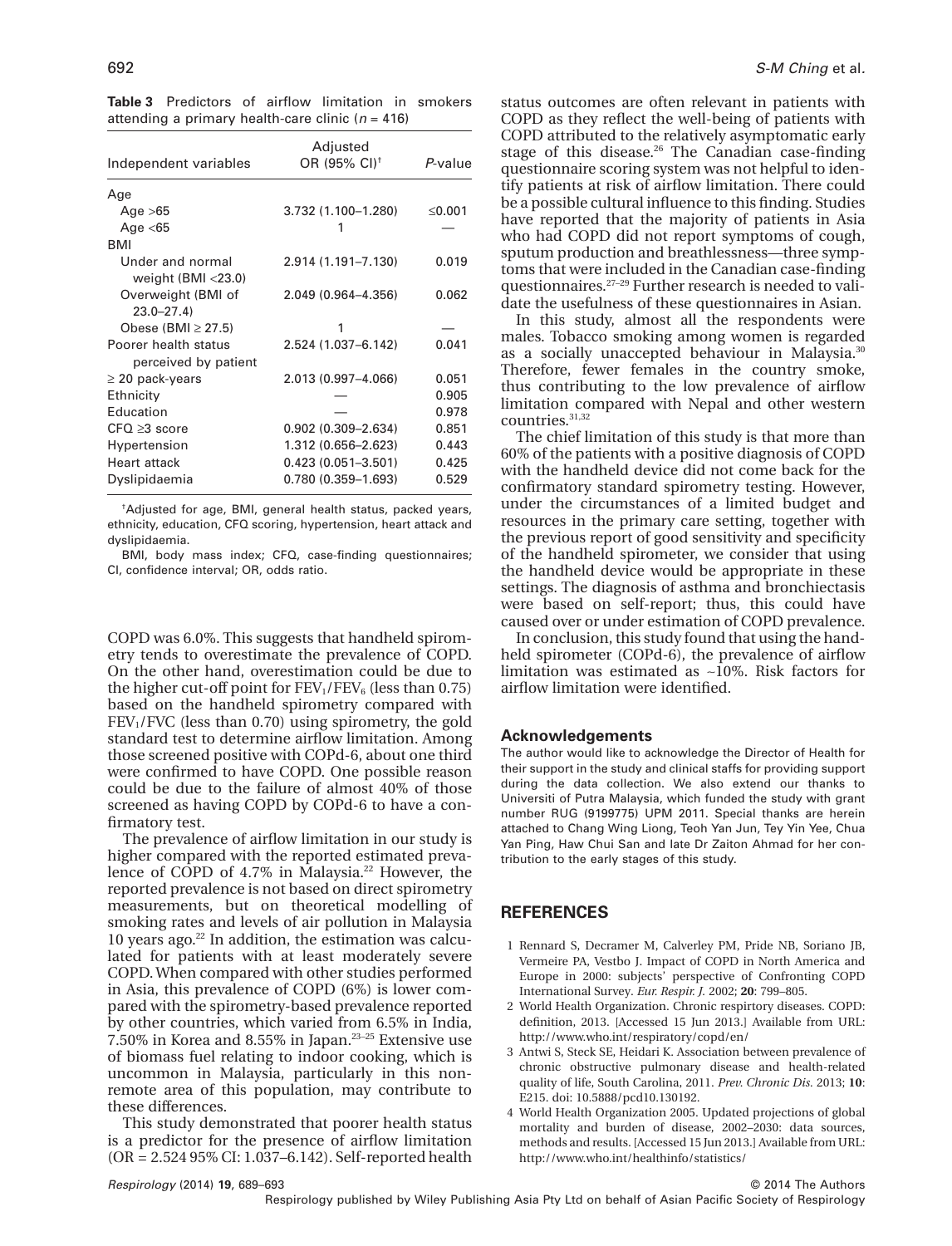**Table 3** Predictors of airflow limitation in smokers attending a primary health-care clinic ($n$ = 416)

| Independent variables | Adjusted OR (95% CI)[†] | *P*-value |
|---|---|---|
| Age | | |
| Age >65 | 3.732 (1.100–1.280) | ≤0.001 |
| Age <65 | 1 | — |
| BMI | | |
| Under and normal weight (BMI <23.0) | 2.914 (1.191–7.130) | 0.019 |
| Overweight (BMI of 23.0–27.4) | 2.049 (0.964–4.356) | 0.062 |
| Obese (BMI ≥ 27.5) | 1 | — |
| Poorer health status perceived by patient | 2.524 (1.037–6.142) | 0.041 |
| ≥ 20 pack-years | 2.013 (0.997–4.066) | 0.051 |
| Ethnicity | — | 0.905 |
| Education | — | 0.978 |
| CFQ ≥3 score | 0.902 (0.309–2.634) | 0.851 |
| Hypertension | 1.312 (0.656–2.623) | 0.443 |
| Heart attack | 0.423 (0.051–3.501) | 0.425 |
| Dyslipidaemia | 0.780 (0.359–1.693) | 0.529 |

[†]Adjusted for age, BMI, general health status, packed years, ethnicity, education, CFQ scoring, hypertension, heart attack and dyslipidaemia.

BMI, body mass index; CFQ, case-finding questionnaires; CI, confidence interval; OR, odds ratio.

COPD was 6.0%. This suggests that handheld spirometry tends to overestimate the prevalence of COPD. On the other hand, overestimation could be due to the higher cut-off point for $FEV_1/FEV_6$ (less than 0.75) based on the handheld spirometry compared with $FEV_1/FVC$ (less than 0.70) using spirometry, the gold standard test to determine airflow limitation. Among those screened positive with COPd-6, about one third were confirmed to have COPD. One possible reason could be due to the failure of almost 40% of those screened as having COPD by COPd-6 to have a confirmatory test.

The prevalence of airflow limitation in our study is higher compared with the reported estimated prevalence of COPD of 4.7% in Malaysia.[22] However, the reported prevalence is not based on direct spirometry measurements, but on theoretical modelling of smoking rates and levels of air pollution in Malaysia 10 years ago.[22] In addition, the estimation was calculated for patients with at least moderately severe COPD. When compared with other studies performed in Asia, this prevalence of COPD (6%) is lower compared with the spirometry-based prevalence reported by other countries, which varied from 6.5% in India, 7.50% in Korea and 8.55% in Japan.[23–25] Extensive use of biomass fuel relating to indoor cooking, which is uncommon in Malaysia, particularly in this non-remote area of this population, may contribute to these differences.

This study demonstrated that poorer health status is a predictor for the presence of airflow limitation (OR = 2.524 95% CI: 1.037–6.142). Self-reported health status outcomes are often relevant in patients with COPD as they reflect the well-being of patients with COPD attributed to the relatively asymptomatic early stage of this disease.[26] The Canadian case-finding questionnaire scoring system was not helpful to identify patients at risk of airflow limitation. There could be a possible cultural influence to this finding. Studies have reported that the majority of patients in Asia who had COPD did not report symptoms of cough, sputum production and breathlessness—three symptoms that were included in the Canadian case-finding questionnaires.[27–29] Further research is needed to validate the usefulness of these questionnaires in Asian.

In this study, almost all the respondents were males. Tobacco smoking among women is regarded as a socially unaccepted behaviour in Malaysia.[30] Therefore, fewer females in the country smoke, thus contributing to the low prevalence of airflow limitation compared with Nepal and other western countries.[31,32]

The chief limitation of this study is that more than 60% of the patients with a positive diagnosis of COPD with the handheld device did not come back for the confirmatory standard spirometry testing. However, under the circumstances of a limited budget and resources in the primary care setting, together with the previous report of good sensitivity and specificity of the handheld spirometer, we consider that using the handheld device would be appropriate in these settings. The diagnosis of asthma and bronchiectasis were based on self-report; thus, this could have caused over or under estimation of COPD prevalence.

In conclusion, this study found that using the handheld spirometer (COPd-6), the prevalence of airflow limitation was estimated as ~10%. Risk factors for airflow limitation were identified.

## Acknowledgements

The author would like to acknowledge the Director of Health for their support in the study and clinical staffs for providing support during the data collection. We also extend our thanks to Universiti of Putra Malaysia, which funded the study with grant number RUG (9199775) UPM 2011. Special thanks are herein attached to Chang Wing Liong, Teoh Yan Jun, Tey Yin Yee, Chua Yan Ping, Haw Chui San and late Dr Zaiton Ahmad for her contribution to the early stages of this study.

## REFERENCES

1. Rennard S, Decramer M, Calverley PM, Pride NB, Soriano JB, Vermeire PA, Vestbo J. Impact of COPD in North America and Europe in 2000: subjects' perspective of Confronting COPD International Survey. *Eur. Respir. J.* 2002; **20**: 799–805.
2. World Health Organization. Chronic respirtory diseases. COPD: definition, 2013. [Accessed 15 Jun 2013.] Available from URL: http://www.who.int/respiratory/copd/en/
3. Antwi S, Steck SE, Heidari K. Association between prevalence of chronic obstructive pulmonary disease and health-related quality of life, South Carolina, 2011. *Prev. Chronic Dis.* 2013; **10**: E215. doi: 10.5888/pcd10.130192.
4. World Health Organization 2005. Updated projections of global mortality and burden of disease, 2002–2030: data sources, methods and results. [Accessed 15 Jun 2013.] Available from URL: http://www.who.int/healthinfo/statistics/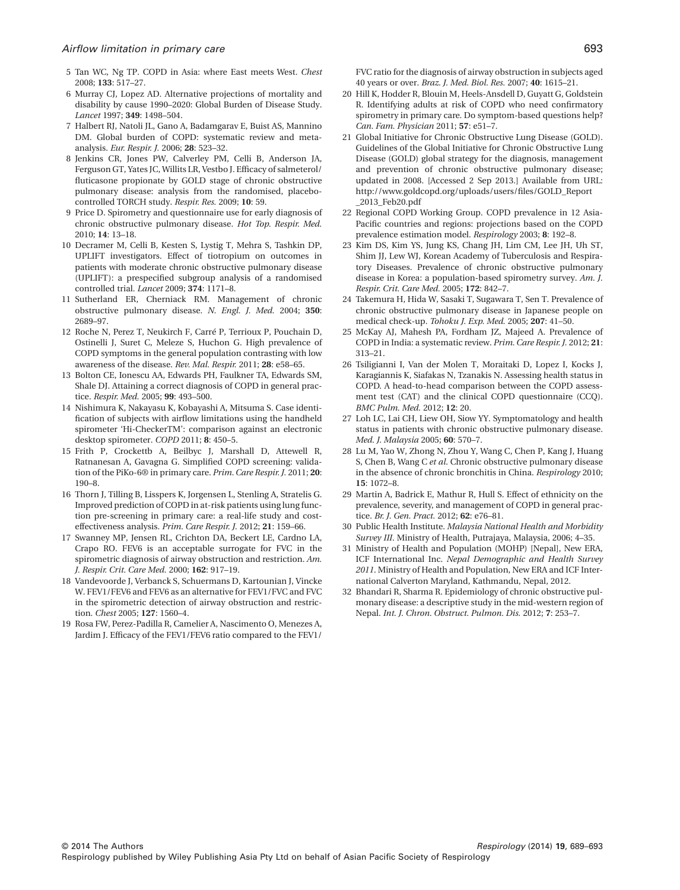5 Tan WC, Ng TP. COPD in Asia: where East meets West. *Chest* 2008; **133**: 517–27.

6 Murray CJ, Lopez AD. Alternative projections of mortality and disability by cause 1990–2020: Global Burden of Disease Study. *Lancet* 1997; **349**: 1498–504.

7 Halbert RJ, Natoli JL, Gano A, Badamgarav E, Buist AS, Mannino DM. Global burden of COPD: systematic review and meta-analysis. *Eur. Respir. J.* 2006; **28**: 523–32.

8 Jenkins CR, Jones PW, Calverley PM, Celli B, Anderson JA, Ferguson GT, Yates JC, Willits LR, Vestbo J. Efficacy of salmeterol/fluticasone propionate by GOLD stage of chronic obstructive pulmonary disease: analysis from the randomised, placebo-controlled TORCH study. *Respir. Res.* 2009; **10**: 59.

9 Price D. Spirometry and questionnaire use for early diagnosis of chronic obstructive pulmonary disease. *Hot Top. Respir. Med.* 2010; **14**: 13–18.

10 Decramer M, Celli B, Kesten S, Lystig T, Mehra S, Tashkin DP, UPLIFT investigators. Effect of tiotropium on outcomes in patients with moderate chronic obstructive pulmonary disease (UPLIFT): a prespecified subgroup analysis of a randomised controlled trial. *Lancet* 2009; **374**: 1171–8.

11 Sutherland ER, Cherniack RM. Management of chronic obstructive pulmonary disease. *N. Engl. J. Med.* 2004; **350**: 2689–97.

12 Roche N, Perez T, Neukirch F, Carré P, Terrioux P, Pouchain D, Ostinelli J, Suret C, Meleze S, Huchon G. High prevalence of COPD symptoms in the general population contrasting with low awareness of the disease. *Rev. Mal. Respir.* 2011; **28**: e58–65.

13 Bolton CE, Ionescu AA, Edwards PH, Faulkner TA, Edwards SM, Shale DJ. Attaining a correct diagnosis of COPD in general practice. *Respir. Med.* 2005; **99**: 493–500.

14 Nishimura K, Nakayasu K, Kobayashi A, Mitsuma S. Case identification of subjects with airflow limitations using the handheld spirometer 'Hi-CheckerTM': comparison against an electronic desktop spirometer. *COPD* 2011; **8**: 450–5.

15 Frith P, Crockettb A, Beilbyc J, Marshall D, Attewell R, Ratnanesan A, Gavagna G. Simplified COPD screening: validation of the PiKo-6® in primary care. *Prim. Care Respir. J.* 2011; **20**: 190–8.

16 Thorn J, Tilling B, Lisspers K, Jorgensen L, Stenling A, Stratelis G. Improved prediction of COPD in at-risk patients using lung function pre-screening in primary care: a real-life study and cost-effectiveness analysis. *Prim. Care Respir. J.* 2012; **21**: 159–66.

17 Swanney MP, Jensen RL, Crichton DA, Beckert LE, Cardno LA, Crapo RO. FEV6 is an acceptable surrogate for FVC in the spirometric diagnosis of airway obstruction and restriction. *Am. J. Respir. Crit. Care Med.* 2000; **162**: 917–19.

18 Vandevoorde J, Verbanck S, Schuermans D, Kartounian J, Vincke W. FEV1/FEV6 and FEV6 as an alternative for FEV1/FVC and FVC in the spirometric detection of airway obstruction and restriction. *Chest* 2005; **127**: 1560–4.

19 Rosa FW, Perez-Padilla R, Camelier A, Nascimento O, Menezes A, Jardim J. Efficacy of the FEV1/FEV6 ratio compared to the FEV1/FVC ratio for the diagnosis of airway obstruction in subjects aged 40 years or over. *Braz. J. Med. Biol. Res.* 2007; **40**: 1615–21.

20 Hill K, Hodder R, Blouin M, Heels-Ansdell D, Guyatt G, Goldstein R. Identifying adults at risk of COPD who need confirmatory spirometry in primary care. Do symptom-based questions help? *Can. Fam. Physician* 2011; **57**: e51–7.

21 Global Initiative for Chronic Obstructive Lung Disease (GOLD). Guidelines of the Global Initiative for Chronic Obstructive Lung Disease (GOLD) global strategy for the diagnosis, management and prevention of chronic obstructive pulmonary disease; updated in 2008. [Accessed 2 Sep 2013.] Available from URL: http://www.goldcopd.org/uploads/users/files/GOLD_Report_2013_Feb20.pdf

22 Regional COPD Working Group. COPD prevalence in 12 Asia-Pacific countries and regions: projections based on the COPD prevalence estimation model. *Respirology* 2003; **8**: 192–8.

23 Kim DS, Kim YS, Jung KS, Chang JH, Lim CM, Lee JH, Uh ST, Shim JJ, Lew WJ, Korean Academy of Tuberculosis and Respiratory Diseases. Prevalence of chronic obstructive pulmonary disease in Korea: a population-based spirometry survey. *Am. J. Respir. Crit. Care Med.* 2005; **172**: 842–7.

24 Takemura H, Hida W, Sasaki T, Sugawara T, Sen T. Prevalence of chronic obstructive pulmonary disease in Japanese people on medical check-up. *Tohoku J. Exp. Med.* 2005; **207**: 41–50.

25 McKay AJ, Mahesh PA, Fordham JZ, Majeed A. Prevalence of COPD in India: a systematic review. *Prim. Care Respir. J.* 2012; **21**: 313–21.

26 Tsiligianni I, Van der Molen T, Moraitaki D, Lopez I, Kocks J, Karagiannis K, Siafakas N, Tzanakis N. Assessing health status in COPD. A head-to-head comparison between the COPD assessment test (CAT) and the clinical COPD questionnaire (CCQ). *BMC Pulm. Med.* 2012; **12**: 20.

27 Loh LC, Lai CH, Liew OH, Siow YY. Symptomatology and health status in patients with chronic obstructive pulmonary disease. *Med. J. Malaysia* 2005; **60**: 570–7.

28 Lu M, Yao W, Zhong N, Zhou Y, Wang C, Chen P, Kang J, Huang S, Chen B, Wang C *et al.* Chronic obstructive pulmonary disease in the absence of chronic bronchitis in China. *Respirology* 2010; **15**: 1072–8.

29 Martin A, Badrick E, Mathur R, Hull S. Effect of ethnicity on the prevalence, severity, and management of COPD in general practice. *Br. J. Gen. Pract.* 2012; **62**: e76–81.

30 Public Health Institute. *Malaysia National Health and Morbidity Survey III*. Ministry of Health, Putrajaya, Malaysia, 2006; 4–35.

31 Ministry of Health and Population (MOHP) [Nepal], New ERA, ICF International Inc. *Nepal Demographic and Health Survey 2011*. Ministry of Health and Population, New ERA and ICF International Calverton Maryland, Kathmandu, Nepal, 2012.

32 Bhandari R, Sharma R. Epidemiology of chronic obstructive pulmonary disease: a descriptive study in the mid-western region of Nepal. *Int. J. Chron. Obstruct. Pulmon. Dis.* 2012; **7**: 253–7.